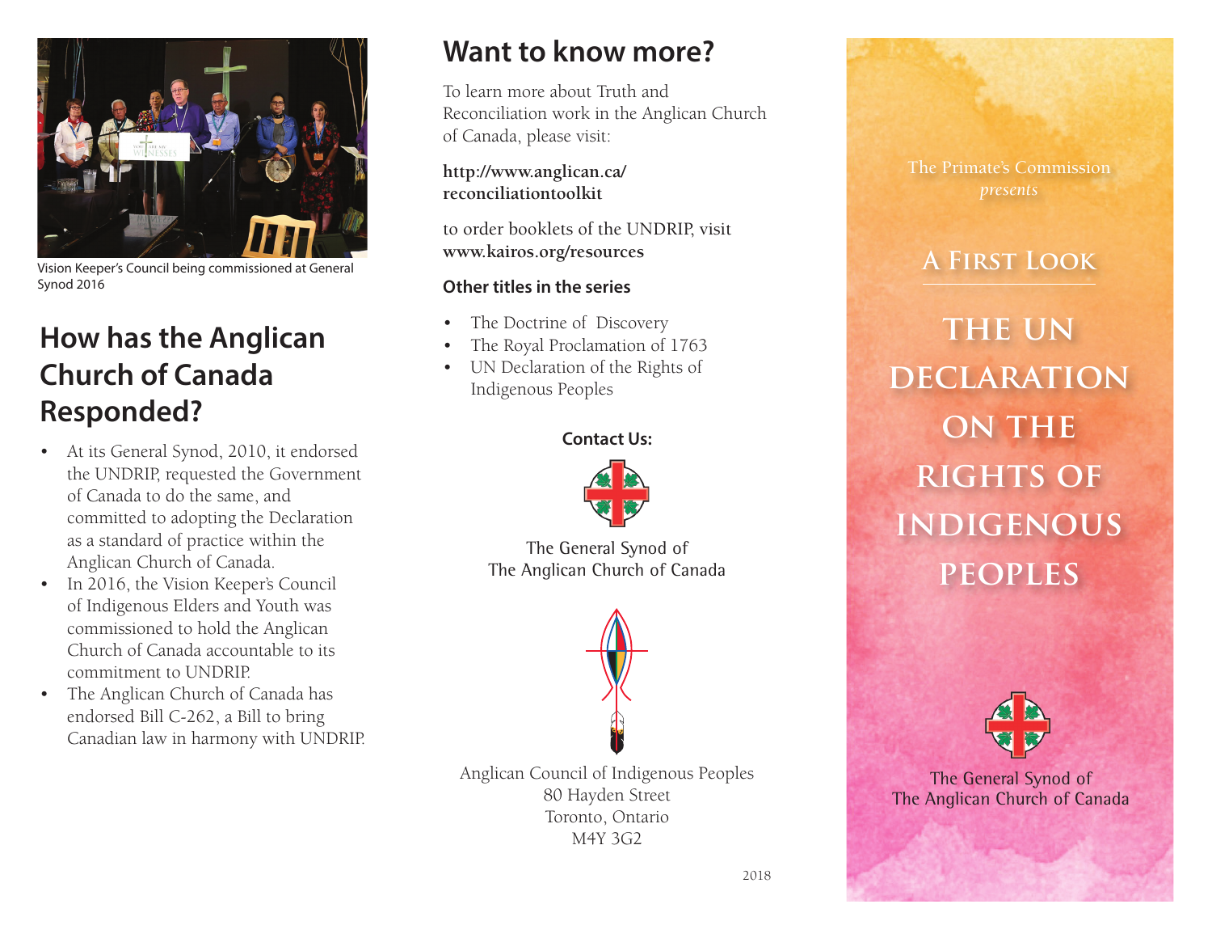Vision Keeper's Council being commissioned at General Synod 2016

## How has the Anglican Church of Canada Responded?

- At its General Synod, 2010, it endorsed the UNDRIP, requested the Government of Canada to do the same, and committed to adopting the Declaration as a standard of practice within the Anglican Church of Canada.
- In 2016, the Vision Keeper's Council of Indigenous Elders and Youth was commissioned to hold the Anglican Church of Canada accountable to its commitment to UNDRIP.
- The Anglican Church of Canada has endorsed Bill C-262, a Bill to bring Canadian law in harmony with UNDRIP.

## Want to know more?

To learn more about Truth and Reconciliation work in the Anglican Church of Canada, please visit:

**http://www.anglican.ca/reconciliationtoolkit**

to order booklets of the UNDRIP, visit **www.kairos.org/resources**

### Other titles in the series

- The Doctrine of Discovery
- The Royal Proclamation of 1763
- UN Declaration of the Rights of Indigenous Peoples

**Contact Us:**

The General Synod of
The Anglican Church of Canada

Anglican Council of Indigenous Peoples
80 Hayden Street
Toronto, Ontario
M4Y 3G2

2018

The Primate's Commission
*presents*

## A First Look

# The UN Declaration on the Rights of Indigenous Peoples

The General Synod of
The Anglican Church of Canada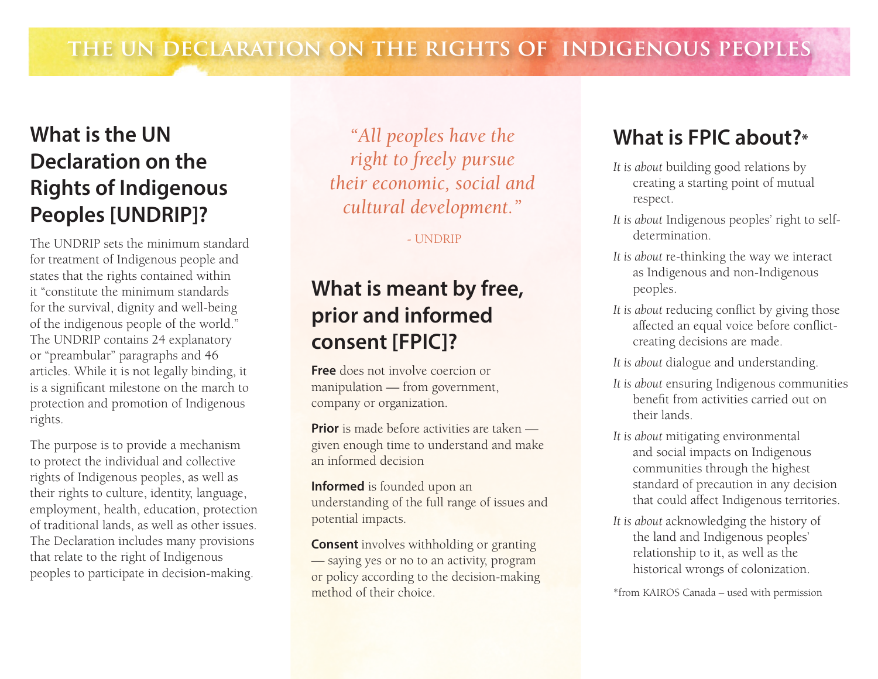# THE UN DECLARATION ON THE RIGHTS OF INDIGENOUS PEOPLES

## What is the UN Declaration on the Rights of Indigenous Peoples [UNDRIP]?

The UNDRIP sets the minimum standard for treatment of Indigenous people and states that the rights contained within it "constitute the minimum standards for the survival, dignity and well-being of the indigenous people of the world." The UNDRIP contains 24 explanatory or "preambular" paragraphs and 46 articles. While it is not legally binding, it is a significant milestone on the march to protection and promotion of Indigenous rights.

The purpose is to provide a mechanism to protect the individual and collective rights of Indigenous peoples, as well as their rights to culture, identity, language, employment, health, education, protection of traditional lands, as well as other issues. The Declaration includes many provisions that relate to the right of Indigenous peoples to participate in decision-making.

*"All peoples have the right to freely pursue their economic, social and cultural development."*

\- UNDRIP

## What is meant by free, prior and informed consent [FPIC]?

**Free** does not involve coercion or manipulation — from government, company or organization.

**Prior** is made before activities are taken — given enough time to understand and make an informed decision

**Informed** is founded upon an understanding of the full range of issues and potential impacts.

**Consent** involves withholding or granting — saying yes or no to an activity, program or policy according to the decision-making method of their choice.

## What is FPIC about?*

*It is about* building good relations by creating a starting point of mutual respect.

*It is about* Indigenous peoples' right to self-determination.

*It is about* re-thinking the way we interact as Indigenous and non-Indigenous peoples.

*It is about* reducing conflict by giving those affected an equal voice before conflict-creating decisions are made.

*It is about* dialogue and understanding.

*It is about* ensuring Indigenous communities benefit from activities carried out on their lands.

*It is about* mitigating environmental and social impacts on Indigenous communities through the highest standard of precaution in any decision that could affect Indigenous territories.

*It is about* acknowledging the history of the land and Indigenous peoples' relationship to it, as well as the historical wrongs of colonization.

*from KAIROS Canada – used with permission